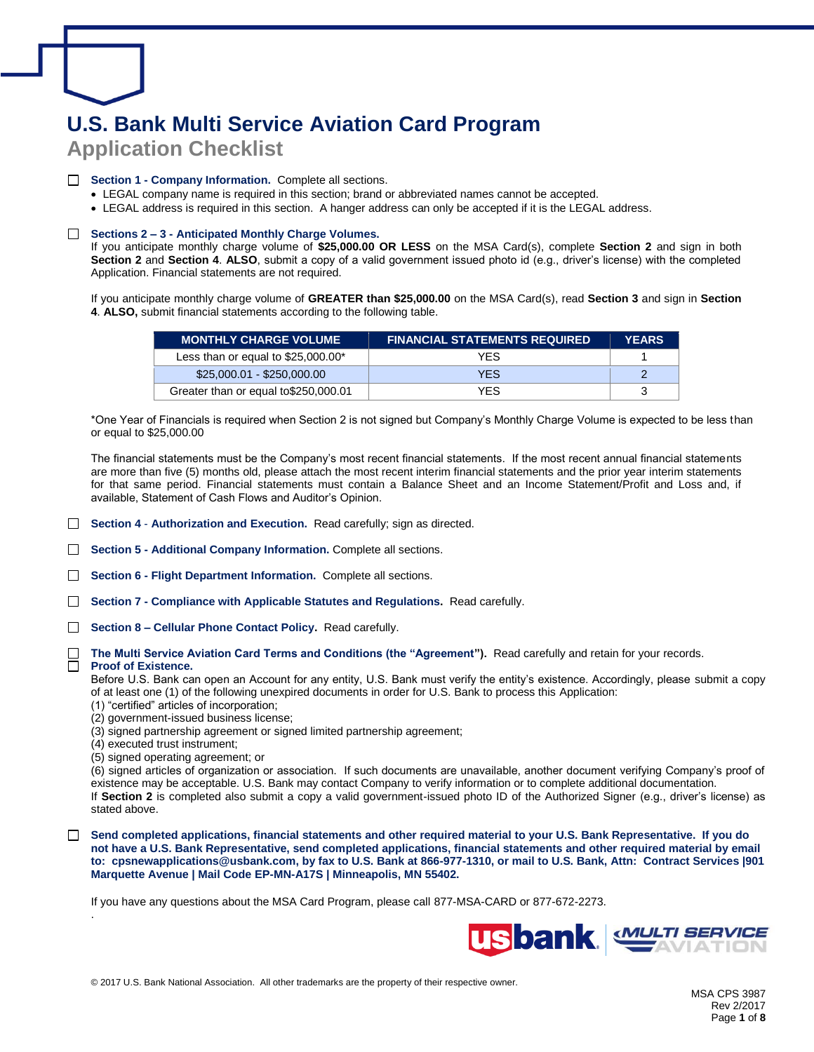# U.S. Bank Multi Service Aviation Card Program

## Application Checklist

☐ **Section 1 - Company Information.** Complete all sections.

- LEGAL company name is required in this section; brand or abbreviated names cannot be accepted.
- LEGAL address is required in this section. A hanger address can only be accepted if it is the LEGAL address.

☐ **Sections 2 – 3 - Anticipated Monthly Charge Volumes.**

If you anticipate monthly charge volume of **$25,000.00 OR LESS** on the MSA Card(s), complete **Section 2** and sign in both **Section 2** and **Section 4**. **ALSO**, submit a copy of a valid government issued photo id (e.g., driver's license) with the completed Application. Financial statements are not required.

If you anticipate monthly charge volume of **GREATER than $25,000.00** on the MSA Card(s), read **Section 3** and sign in **Section 4**. **ALSO,** submit financial statements according to the following table.

| MONTHLY CHARGE VOLUME | FINANCIAL STATEMENTS REQUIRED | YEARS |
|---|---|---|
| Less than or equal to $25,000.00* | YES | 1 |
| $25,000.01 - $250,000.00 | YES | 2 |
| Greater than or equal to$250,000.01 | YES | 3 |

*One Year of Financials is required when Section 2 is not signed but Company's Monthly Charge Volume is expected to be less than or equal to $25,000.00

The financial statements must be the Company's most recent financial statements. If the most recent annual financial statements are more than five (5) months old, please attach the most recent interim financial statements and the prior year interim statements for that same period. Financial statements must contain a Balance Sheet and an Income Statement/Profit and Loss and, if available, Statement of Cash Flows and Auditor's Opinion.

☐ **Section 4 - Authorization and Execution.** Read carefully; sign as directed.

☐ **Section 5 - Additional Company Information.** Complete all sections.

☐ **Section 6 - Flight Department Information.** Complete all sections.

☐ **Section 7 - Compliance with Applicable Statutes and Regulations.** Read carefully.

☐ **Section 8 – Cellular Phone Contact Policy.** Read carefully.

☐ **The Multi Service Aviation Card Terms and Conditions (the "Agreement").** Read carefully and retain for your records.

☐ **Proof of Existence.**

Before U.S. Bank can open an Account for any entity, U.S. Bank must verify the entity's existence. Accordingly, please submit a copy of at least one (1) of the following unexpired documents in order for U.S. Bank to process this Application:
(1) "certified" articles of incorporation;
(2) government-issued business license;
(3) signed partnership agreement or signed limited partnership agreement;
(4) executed trust instrument;
(5) signed operating agreement; or
(6) signed articles of organization or association. If such documents are unavailable, another document verifying Company's proof of existence may be acceptable. U.S. Bank may contact Company to verify information or to complete additional documentation.
If **Section 2** is completed also submit a copy a valid government-issued photo ID of the Authorized Signer (e.g., driver's license) as stated above.

☐ **Send completed applications, financial statements and other required material to your U.S. Bank Representative. If you do not have a U.S. Bank Representative, send completed applications, financial statements and other required material by email to: cpsnewapplications@usbank.com, by fax to U.S. Bank at 866-977-1310, or mail to U.S. Bank, Attn: Contract Services |901 Marquette Avenue | Mail Code EP-MN-A17S | Minneapolis, MN 55402.**

If you have any questions about the MSA Card Program, please call 877-MSA-CARD or 877-672-2273.

© 2017 U.S. Bank National Association. All other trademarks are the property of their respective owner.

MSA CPS 3987
Rev 2/2017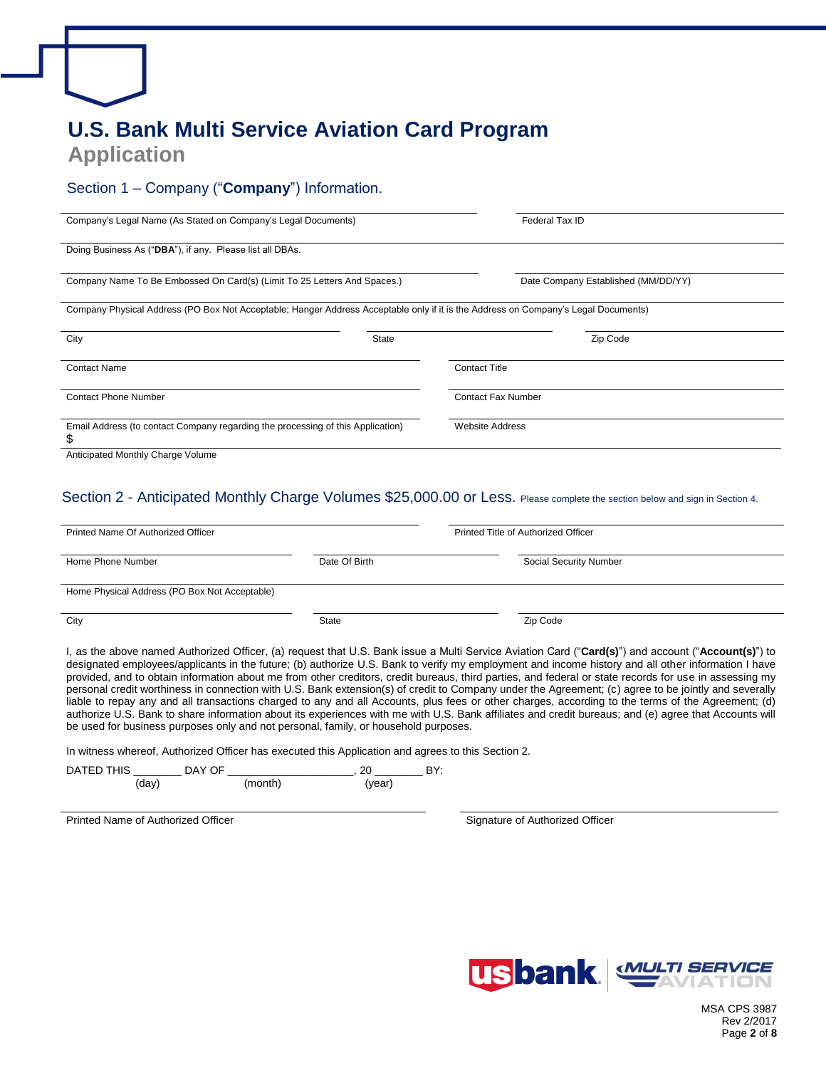# U.S. Bank Multi Service Aviation Card Program

## Application

### Section 1 – Company ("**Company**") Information.

Company's Legal Name (As Stated on Company's Legal Documents)

Federal Tax ID

Doing Business As ("**DBA**"), if any. Please list all DBAs.

Company Name To Be Embossed On Card(s) (Limit To 25 Letters And Spaces.)

Date Company Established (MM/DD/YY)

Company Physical Address (PO Box Not Acceptable; Hanger Address Acceptable only if it is the Address on Company's Legal Documents)

City

State

Zip Code

Contact Name

Contact Title

Contact Phone Number

Contact Fax Number

Email Address (to contact Company regarding the processing of this Application)

Website Address

$

Anticipated Monthly Charge Volume

### Section 2 - Anticipated Monthly Charge Volumes $25,000.00 or Less. Please complete the section below and sign in Section 4.

Printed Name Of Authorized Officer

Printed Title of Authorized Officer

Home Phone Number

Date Of Birth

Social Security Number

Home Physical Address (PO Box Not Acceptable)

City

State

Zip Code

I, as the above named Authorized Officer, (a) request that U.S. Bank issue a Multi Service Aviation Card ("**Card(s)**") and account ("**Account(s)**") to designated employees/applicants in the future; (b) authorize U.S. Bank to verify my employment and income history and all other information I have provided, and to obtain information about me from other creditors, credit bureaus, third parties, and federal or state records for use in assessing my personal credit worthiness in connection with U.S. Bank extension(s) of credit to Company under the Agreement; (c) agree to be jointly and severally liable to repay any and all transactions charged to any and all Accounts, plus fees or other charges, according to the terms of the Agreement; (d) authorize U.S. Bank to share information about its experiences with me with U.S. Bank affiliates and credit bureaus; and (e) agree that Accounts will be used for business purposes only and not personal, family, or household purposes.

In witness whereof, Authorized Officer has executed this Application and agrees to this Section 2.

DATED THIS ________ DAY OF ____________________, 20 ________ BY:
(day) (month) (year)

Printed Name of Authorized Officer

Signature of Authorized Officer

MSA CPS 3987
Rev 2/2017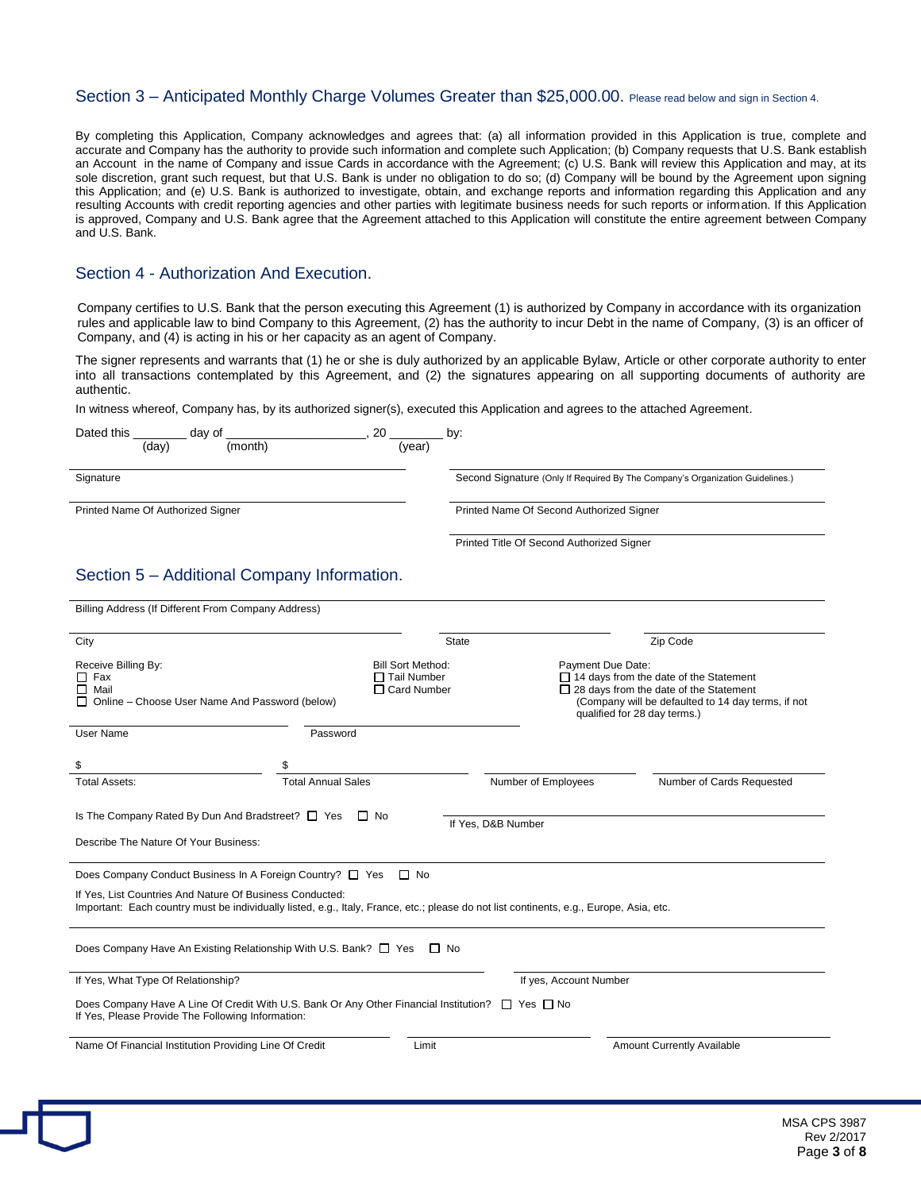## Section 3 – Anticipated Monthly Charge Volumes Greater than $25,000.00. Please read below and sign in Section 4.

By completing this Application, Company acknowledges and agrees that: (a) all information provided in this Application is true, complete and accurate and Company has the authority to provide such information and complete such Application; (b) Company requests that U.S. Bank establish an Account in the name of Company and issue Cards in accordance with the Agreement; (c) U.S. Bank will review this Application and may, at its sole discretion, grant such request, but that U.S. Bank is under no obligation to do so; (d) Company will be bound by the Agreement upon signing this Application; and (e) U.S. Bank is authorized to investigate, obtain, and exchange reports and information regarding this Application and any resulting Accounts with credit reporting agencies and other parties with legitimate business needs for such reports or information. If this Application is approved, Company and U.S. Bank agree that the Agreement attached to this Application will constitute the entire agreement between Company and U.S. Bank.

## Section 4 - Authorization And Execution.

Company certifies to U.S. Bank that the person executing this Agreement (1) is authorized by Company in accordance with its organization rules and applicable law to bind Company to this Agreement, (2) has the authority to incur Debt in the name of Company, (3) is an officer of Company, and (4) is acting in his or her capacity as an agent of Company.

The signer represents and warrants that (1) he or she is duly authorized by an applicable Bylaw, Article or other corporate authority to enter into all transactions contemplated by this Agreement, and (2) the signatures appearing on all supporting documents of authority are authentic.

In witness whereof, Company has, by its authorized signer(s), executed this Application and agrees to the attached Agreement.

Dated this ________ day of ____________________, 20 ________ by:
(day) (month) (year)

Signature

Second Signature (Only If Required By The Company's Organization Guidelines.)

Printed Name Of Authorized Signer

Printed Name Of Second Authorized Signer

Printed Title Of Second Authorized Signer

## Section 5 – Additional Company Information.

Billing Address (If Different From Company Address)

City | State | Zip Code

Receive Billing By:
- ☐ Fax
- ☐ Mail
- ☐ Online – Choose User Name And Password (below)

Bill Sort Method:
- ☐ Tail Number
- ☐ Card Number

Payment Due Date:
- ☐ 14 days from the date of the Statement
- ☐ 28 days from the date of the Statement
  (Company will be defaulted to 14 day terms, if not qualified for 28 day terms.)

User Name | Password

$ Total Assets: | $ Total Annual Sales | Number of Employees | Number of Cards Requested

Is The Company Rated By Dun And Bradstreet? ☐ Yes ☐ No | If Yes, D&B Number

Describe The Nature Of Your Business:

Does Company Conduct Business In A Foreign Country? ☐ Yes ☐ No

If Yes, List Countries And Nature Of Business Conducted:
Important: Each country must be individually listed, e.g., Italy, France, etc.; please do not list continents, e.g., Europe, Asia, etc.

Does Company Have An Existing Relationship With U.S. Bank? ☐ Yes ☐ No

If Yes, What Type Of Relationship? | If yes, Account Number

Does Company Have A Line Of Credit With U.S. Bank Or Any Other Financial Institution? ☐ Yes ☐ No
If Yes, Please Provide The Following Information:

Name Of Financial Institution Providing Line Of Credit | Limit | Amount Currently Available

MSA CPS 3987
Rev 2/2017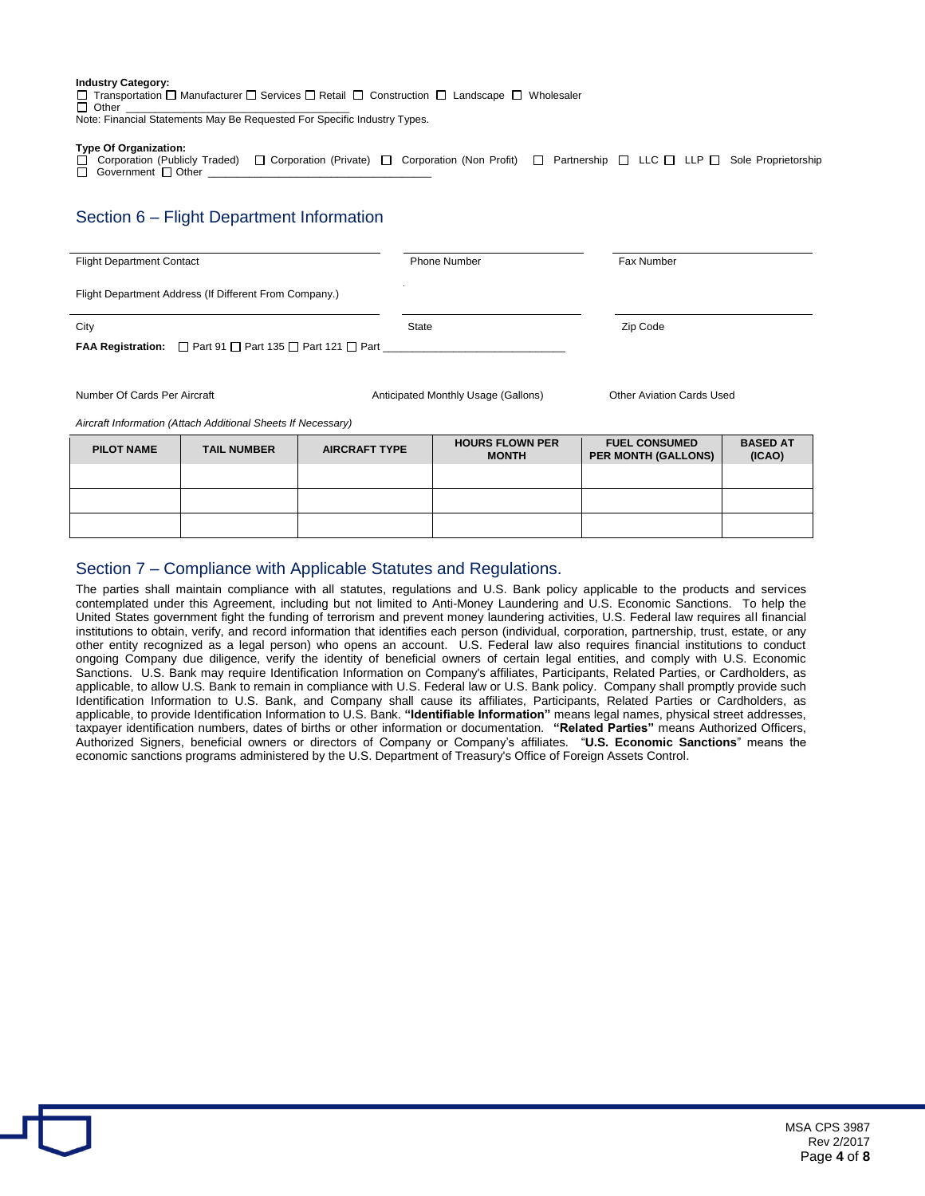**Industry Category:**
☐ Transportation ☐ Manufacturer ☐ Services ☐ Retail ☐ Construction ☐ Landscape ☐ Wholesaler
☐ Other ___________________________________
Note: Financial Statements May Be Requested For Specific Industry Types.

**Type Of Organization:**
☐ Corporation (Publicly Traded) ☐ Corporation (Private) ☐ Corporation (Non Profit) ☐ Partnership ☐ LLC ☐ LLP ☐ Sole Proprietorship
☐ Government ☐ Other ___________________________________

## Section 6 – Flight Department Information

Flight Department Contact ____________________ Phone Number ____________________ Fax Number ____________________

Flight Department Address (If Different From Company.)

City ____________________ State ____________________ Zip Code ____________________

**FAA Registration:** ☐ Part 91 ☐ Part 135 ☐ Part 121 ☐ Part ____________________________

Number Of Cards Per Aircraft ____________________ Anticipated Monthly Usage (Gallons) ____________________ Other Aviation Cards Used ____________________

*Aircraft Information (Attach Additional Sheets If Necessary)*

| PILOT NAME | TAIL NUMBER | AIRCRAFT TYPE | HOURS FLOWN PER MONTH | FUEL CONSUMED PER MONTH (GALLONS) | BASED AT (ICAO) |
|---|---|---|---|---|---|
| | | | | | |
| | | | | | |
| | | | | | |

## Section 7 – Compliance with Applicable Statutes and Regulations.

The parties shall maintain compliance with all statutes, regulations and U.S. Bank policy applicable to the products and services contemplated under this Agreement, including but not limited to Anti-Money Laundering and U.S. Economic Sanctions. To help the United States government fight the funding of terrorism and prevent money laundering activities, U.S. Federal law requires all financial institutions to obtain, verify, and record information that identifies each person (individual, corporation, partnership, trust, estate, or any other entity recognized as a legal person) who opens an account. U.S. Federal law also requires financial institutions to conduct ongoing Company due diligence, verify the identity of beneficial owners of certain legal entities, and comply with U.S. Economic Sanctions. U.S. Bank may require Identification Information on Company's affiliates, Participants, Related Parties, or Cardholders, as applicable, to allow U.S. Bank to remain in compliance with U.S. Federal law or U.S. Bank policy. Company shall promptly provide such Identification Information to U.S. Bank, and Company shall cause its affiliates, Participants, Related Parties or Cardholders, as applicable, to provide Identification Information to U.S. Bank. **"Identifiable Information"** means legal names, physical street addresses, taxpayer identification numbers, dates of births or other information or documentation. **"Related Parties"** means Authorized Officers, Authorized Signers, beneficial owners or directors of Company or Company's affiliates. "**U.S. Economic Sanctions**" means the economic sanctions programs administered by the U.S. Department of Treasury's Office of Foreign Assets Control.

MSA CPS 3987
Rev 2/2017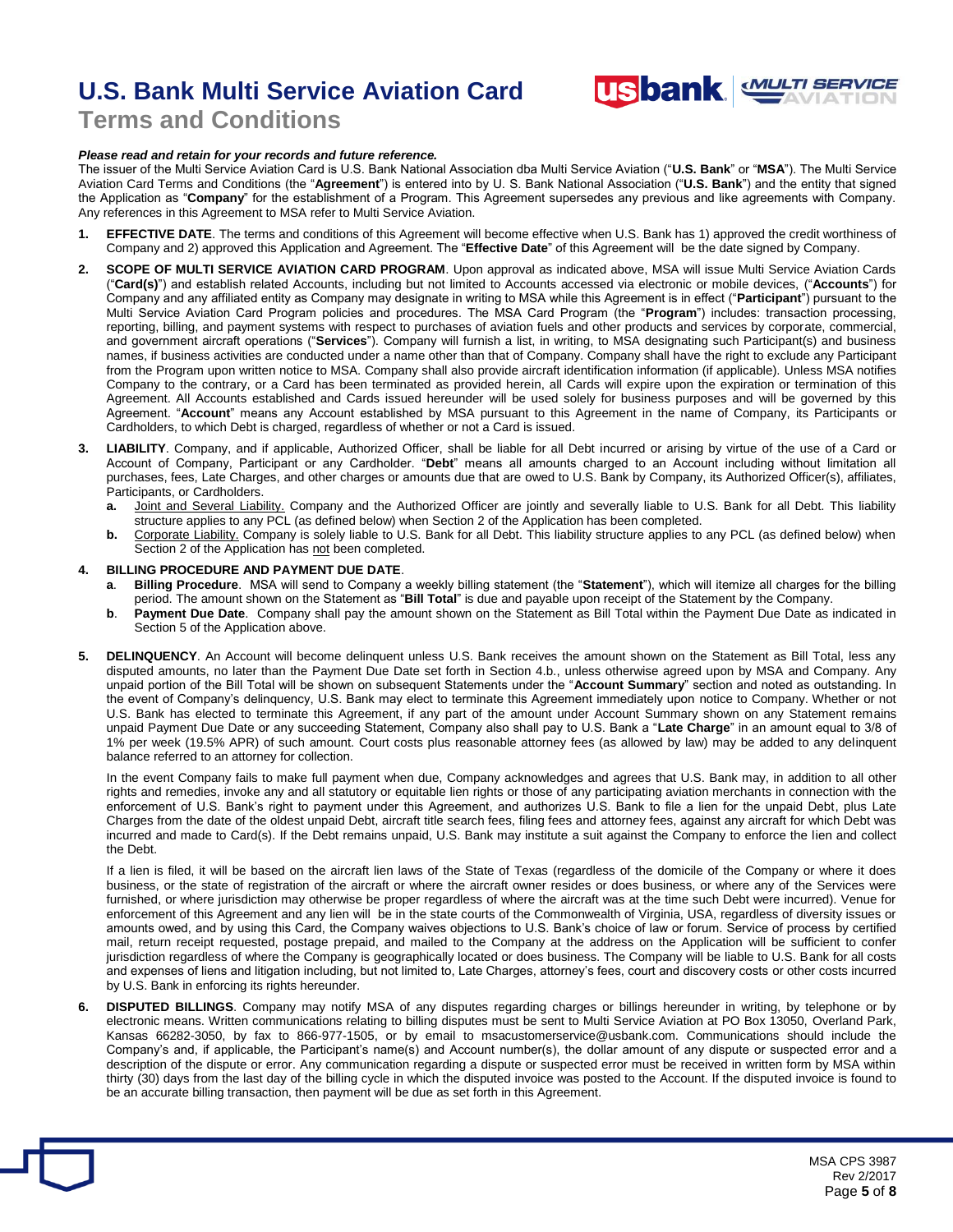# U.S. Bank Multi Service Aviation Card

## Terms and Conditions

***Please read and retain for your records and future reference.***

The issuer of the Multi Service Aviation Card is U.S. Bank National Association dba Multi Service Aviation ("**U.S. Bank**" or "**MSA**"). The Multi Service Aviation Card Terms and Conditions (the "**Agreement**") is entered into by U. S. Bank National Association ("**U.S. Bank**") and the entity that signed the Application as "**Company**" for the establishment of a Program. This Agreement supersedes any previous and like agreements with Company. Any references in this Agreement to MSA refer to Multi Service Aviation.

1. **EFFECTIVE DATE**. The terms and conditions of this Agreement will become effective when U.S. Bank has 1) approved the credit worthiness of Company and 2) approved this Application and Agreement. The "**Effective Date**" of this Agreement will be the date signed by Company.

2. **SCOPE OF MULTI SERVICE AVIATION CARD PROGRAM**. Upon approval as indicated above, MSA will issue Multi Service Aviation Cards ("**Card(s)**") and establish related Accounts, including but not limited to Accounts accessed via electronic or mobile devices, ("**Accounts**") for Company and any affiliated entity as Company may designate in writing to MSA while this Agreement is in effect ("**Participant**") pursuant to the Multi Service Aviation Card Program policies and procedures. The MSA Card Program (the "**Program**") includes: transaction processing, reporting, billing, and payment systems with respect to purchases of aviation fuels and other products and services by corporate, commercial, and government aircraft operations ("**Services**"). Company will furnish a list, in writing, to MSA designating such Participant(s) and business names, if business activities are conducted under a name other than that of Company. Company shall have the right to exclude any Participant from the Program upon written notice to MSA. Company shall also provide aircraft identification information (if applicable). Unless MSA notifies Company to the contrary, or a Card has been terminated as provided herein, all Cards will expire upon the expiration or termination of this Agreement. All Accounts established and Cards issued hereunder will be used solely for business purposes and will be governed by this Agreement. "**Account**" means any Account established by MSA pursuant to this Agreement in the name of Company, its Participants or Cardholders, to which Debt is charged, regardless of whether or not a Card is issued.

3. **LIABILITY**. Company, and if applicable, Authorized Officer, shall be liable for all Debt incurred or arising by virtue of the use of a Card or Account of Company, Participant or any Cardholder. "**Debt**" means all amounts charged to an Account including without limitation all purchases, fees, Late Charges, and other charges or amounts due that are owed to U.S. Bank by Company, its Authorized Officer(s), affiliates, Participants, or Cardholders.
   - **a.** Joint and Several Liability. Company and the Authorized Officer are jointly and severally liable to U.S. Bank for all Debt. This liability structure applies to any PCL (as defined below) when Section 2 of the Application has been completed.
   - **b.** Corporate Liability. Company is solely liable to U.S. Bank for all Debt. This liability structure applies to any PCL (as defined below) when Section 2 of the Application has not been completed.

4. **BILLING PROCEDURE AND PAYMENT DUE DATE**.
   - **a**. **Billing Procedure**. MSA will send to Company a weekly billing statement (the "**Statement**"), which will itemize all charges for the billing period. The amount shown on the Statement as "**Bill Total**" is due and payable upon receipt of the Statement by the Company.
   - **b**. **Payment Due Date**. Company shall pay the amount shown on the Statement as Bill Total within the Payment Due Date as indicated in Section 5 of the Application above.

5. **DELINQUENCY**. An Account will become delinquent unless U.S. Bank receives the amount shown on the Statement as Bill Total, less any disputed amounts, no later than the Payment Due Date set forth in Section 4.b., unless otherwise agreed upon by MSA and Company. Any unpaid portion of the Bill Total will be shown on subsequent Statements under the "**Account Summary**" section and noted as outstanding. In the event of Company's delinquency, U.S. Bank may elect to terminate this Agreement immediately upon notice to Company. Whether or not U.S. Bank has elected to terminate this Agreement, if any part of the amount under Account Summary shown on any Statement remains unpaid Payment Due Date or any succeeding Statement, Company also shall pay to U.S. Bank a "**Late Charge**" in an amount equal to 3/8 of 1% per week (19.5% APR) of such amount. Court costs plus reasonable attorney fees (as allowed by law) may be added to any delinquent balance referred to an attorney for collection.

   In the event Company fails to make full payment when due, Company acknowledges and agrees that U.S. Bank may, in addition to all other rights and remedies, invoke any and all statutory or equitable lien rights or those of any participating aviation merchants in connection with the enforcement of U.S. Bank's right to payment under this Agreement, and authorizes U.S. Bank to file a lien for the unpaid Debt, plus Late Charges from the date of the oldest unpaid Debt, aircraft title search fees, filing fees and attorney fees, against any aircraft for which Debt was incurred and made to Card(s). If the Debt remains unpaid, U.S. Bank may institute a suit against the Company to enforce the lien and collect the Debt.

   If a lien is filed, it will be based on the aircraft lien laws of the State of Texas (regardless of the domicile of the Company or where it does business, or the state of registration of the aircraft or where the aircraft owner resides or does business, or where any of the Services were furnished, or where jurisdiction may otherwise be proper regardless of where the aircraft was at the time such Debt were incurred). Venue for enforcement of this Agreement and any lien will be in the state courts of the Commonwealth of Virginia, USA, regardless of diversity issues or amounts owed, and by using this Card, the Company waives objections to U.S. Bank's choice of law or forum. Service of process by certified mail, return receipt requested, postage prepaid, and mailed to the Company at the address on the Application will be sufficient to confer jurisdiction regardless of where the Company is geographically located or does business. The Company will be liable to U.S. Bank for all costs and expenses of liens and litigation including, but not limited to, Late Charges, attorney's fees, court and discovery costs or other costs incurred by U.S. Bank in enforcing its rights hereunder.

6. **DISPUTED BILLINGS**. Company may notify MSA of any disputes regarding charges or billings hereunder in writing, by telephone or by electronic means. Written communications relating to billing disputes must be sent to Multi Service Aviation at PO Box 13050, Overland Park, Kansas 66282-3050, by fax to 866-977-1505, or by email to msacustomerservice@usbank.com. Communications should include the Company's and, if applicable, the Participant's name(s) and Account number(s), the dollar amount of any dispute or suspected error and a description of the dispute or error. Any communication regarding a dispute or suspected error must be received in written form by MSA within thirty (30) days from the last day of the billing cycle in which the disputed invoice was posted to the Account. If the disputed invoice is found to be an accurate billing transaction, then payment will be due as set forth in this Agreement.

MSA CPS 3987
Rev 2/2017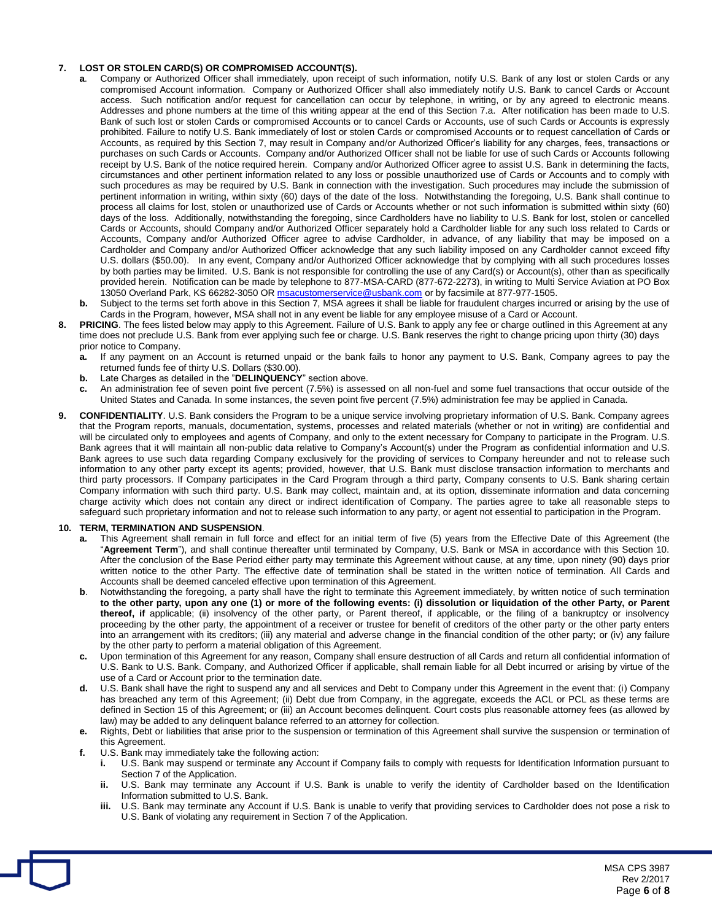**7. LOST OR STOLEN CARD(S) OR COMPROMISED ACCOUNT(S).**

**a**. Company or Authorized Officer shall immediately, upon receipt of such information, notify U.S. Bank of any lost or stolen Cards or any compromised Account information. Company or Authorized Officer shall also immediately notify U.S. Bank to cancel Cards or Account access. Such notification and/or request for cancellation can occur by telephone, in writing, or by any agreed to electronic means. Addresses and phone numbers at the time of this writing appear at the end of this Section 7.a. After notification has been made to U.S. Bank of such lost or stolen Cards or compromised Accounts or to cancel Cards or Accounts, use of such Cards or Accounts is expressly prohibited. Failure to notify U.S. Bank immediately of lost or stolen Cards or compromised Accounts or to request cancellation of Cards or Accounts, as required by this Section 7, may result in Company and/or Authorized Officer's liability for any charges, fees, transactions or purchases on such Cards or Accounts. Company and/or Authorized Officer shall not be liable for use of such Cards or Accounts following receipt by U.S. Bank of the notice required herein. Company and/or Authorized Officer agree to assist U.S. Bank in determining the facts, circumstances and other pertinent information related to any loss or possible unauthorized use of Cards or Accounts and to comply with such procedures as may be required by U.S. Bank in connection with the investigation. Such procedures may include the submission of pertinent information in writing, within sixty (60) days of the date of the loss. Notwithstanding the foregoing, U.S. Bank shall continue to process all claims for lost, stolen or unauthorized use of Cards or Accounts whether or not such information is submitted within sixty (60) days of the loss. Additionally, notwithstanding the foregoing, since Cardholders have no liability to U.S. Bank for lost, stolen or cancelled Cards or Accounts, should Company and/or Authorized Officer separately hold a Cardholder liable for any such loss related to Cards or Accounts, Company and/or Authorized Officer agree to advise Cardholder, in advance, of any liability that may be imposed on a Cardholder and Company and/or Authorized Officer acknowledge that any such liability imposed on any Cardholder cannot exceed fifty U.S. dollars ($50.00). In any event, Company and/or Authorized Officer acknowledge that by complying with all such procedures losses by both parties may be limited. U.S. Bank is not responsible for controlling the use of any Card(s) or Account(s), other than as specifically provided herein. Notification can be made by telephone to 877-MSA-CARD (877-672-2273), in writing to Multi Service Aviation at PO Box 13050 Overland Park, KS 66282-3050 OR msacustomerservice@usbank.com or by facsimile at 877-977-1505.

**b.** Subject to the terms set forth above in this Section 7, MSA agrees it shall be liable for fraudulent charges incurred or arising by the use of Cards in the Program, however, MSA shall not in any event be liable for any employee misuse of a Card or Account.

**8. PRICING**. The fees listed below may apply to this Agreement. Failure of U.S. Bank to apply any fee or charge outlined in this Agreement at any time does not preclude U.S. Bank from ever applying such fee or charge. U.S. Bank reserves the right to change pricing upon thirty (30) days prior notice to Company.

**a.** If any payment on an Account is returned unpaid or the bank fails to honor any payment to U.S. Bank, Company agrees to pay the returned funds fee of thirty U.S. Dollars ($30.00).

**b.** Late Charges as detailed in the "**DELINQUENCY**" section above.

**c.** An administration fee of seven point five percent (7.5%) is assessed on all non-fuel and some fuel transactions that occur outside of the United States and Canada. In some instances, the seven point five percent (7.5%) administration fee may be applied in Canada.

**9. CONFIDENTIALITY**. U.S. Bank considers the Program to be a unique service involving proprietary information of U.S. Bank. Company agrees that the Program reports, manuals, documentation, systems, processes and related materials (whether or not in writing) are confidential and will be circulated only to employees and agents of Company, and only to the extent necessary for Company to participate in the Program. U.S. Bank agrees that it will maintain all non-public data relative to Company's Account(s) under the Program as confidential information and U.S. Bank agrees to use such data regarding Company exclusively for the providing of services to Company hereunder and not to release such information to any other party except its agents; provided, however, that U.S. Bank must disclose transaction information to merchants and third party processors. If Company participates in the Card Program through a third party, Company consents to U.S. Bank sharing certain Company information with such third party. U.S. Bank may collect, maintain and, at its option, disseminate information and data concerning charge activity which does not contain any direct or indirect identification of Company. The parties agree to take all reasonable steps to safeguard such proprietary information and not to release such information to any party, or agent not essential to participation in the Program.

**10. TERM, TERMINATION AND SUSPENSION**.

**a.** This Agreement shall remain in full force and effect for an initial term of five (5) years from the Effective Date of this Agreement (the "**Agreement Term**"), and shall continue thereafter until terminated by Company, U.S. Bank or MSA in accordance with this Section 10. After the conclusion of the Base Period either party may terminate this Agreement without cause, at any time, upon ninety (90) days prior written notice to the other Party. The effective date of termination shall be stated in the written notice of termination. All Cards and Accounts shall be deemed canceled effective upon termination of this Agreement.

**b**. Notwithstanding the foregoing, a party shall have the right to terminate this Agreement immediately, by written notice of such termination **to the other party, upon any one (1) or more of the following events: (i) dissolution or liquidation of the other Party, or Parent thereof, if** applicable; (ii) insolvency of the other party, or Parent thereof, if applicable, or the filing of a bankruptcy or insolvency proceeding by the other party, the appointment of a receiver or trustee for benefit of creditors of the other party or the other party enters into an arrangement with its creditors; (iii) any material and adverse change in the financial condition of the other party; or (iv) any failure by the other party to perform a material obligation of this Agreement.

**c.** Upon termination of this Agreement for any reason, Company shall ensure destruction of all Cards and return all confidential information of U.S. Bank to U.S. Bank. Company, and Authorized Officer if applicable, shall remain liable for all Debt incurred or arising by virtue of the use of a Card or Account prior to the termination date.

**d.** U.S. Bank shall have the right to suspend any and all services and Debt to Company under this Agreement in the event that: (i) Company has breached any term of this Agreement; (ii) Debt due from Company, in the aggregate, exceeds the ACL or PCL as these terms are defined in Section 15 of this Agreement; or (iii) an Account becomes delinquent. Court costs plus reasonable attorney fees (as allowed by law) may be added to any delinquent balance referred to an attorney for collection.

**e.** Rights, Debt or liabilities that arise prior to the suspension or termination of this Agreement shall survive the suspension or termination of this Agreement.

**f.** U.S. Bank may immediately take the following action:

**i.** U.S. Bank may suspend or terminate any Account if Company fails to comply with requests for Identification Information pursuant to Section 7 of the Application.

**ii.** U.S. Bank may terminate any Account if U.S. Bank is unable to verify the identity of Cardholder based on the Identification Information submitted to U.S. Bank.

**iii.** U.S. Bank may terminate any Account if U.S. Bank is unable to verify that providing services to Cardholder does not pose a risk to U.S. Bank of violating any requirement in Section 7 of the Application.

MSA CPS 3987
Rev 2/2017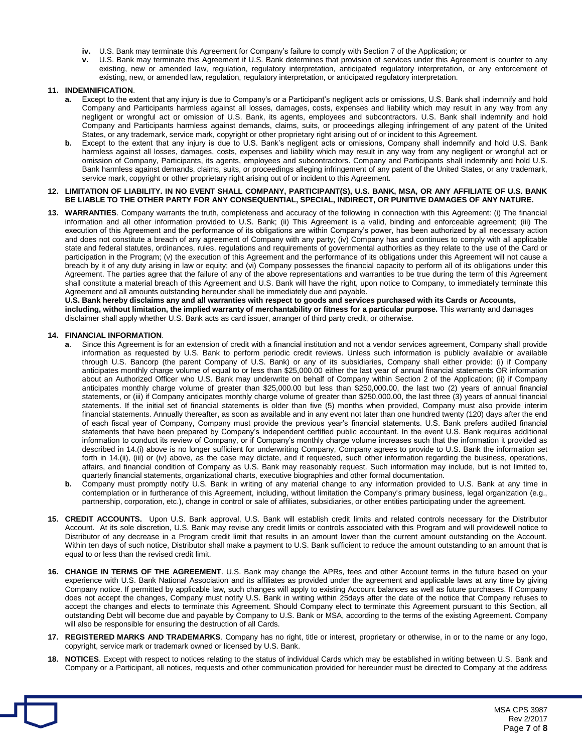**iv.** U.S. Bank may terminate this Agreement for Company's failure to comply with Section 7 of the Application; or

**v.** U.S. Bank may terminate this Agreement if U.S. Bank determines that provision of services under this Agreement is counter to any existing, new or amended law, regulation, regulatory interpretation, anticipated regulatory interpretation, or any enforcement of existing, new, or amended law, regulation, regulatory interpretation, or anticipated regulatory interpretation.

**11. INDEMNIFICATION**.

**a.** Except to the extent that any injury is due to Company's or a Participant's negligent acts or omissions, U.S. Bank shall indemnify and hold Company and Participants harmless against all losses, damages, costs, expenses and liability which may result in any way from any negligent or wrongful act or omission of U.S. Bank, its agents, employees and subcontractors. U.S. Bank shall indemnify and hold Company and Participants harmless against demands, claims, suits, or proceedings alleging infringement of any patent of the United States, or any trademark, service mark, copyright or other proprietary right arising out of or incident to this Agreement.

**b.** Except to the extent that any injury is due to U.S. Bank's negligent acts or omissions, Company shall indemnify and hold U.S. Bank harmless against all losses, damages, costs, expenses and liability which may result in any way from any negligent or wrongful act or omission of Company, Participants, its agents, employees and subcontractors. Company and Participants shall indemnify and hold U.S. Bank harmless against demands, claims, suits, or proceedings alleging infringement of any patent of the United States, or any trademark, service mark, copyright or other proprietary right arising out of or incident to this Agreement.

**12. LIMITATION OF LIABILITY. IN NO EVENT SHALL COMPANY, PARTICIPANT(S), U.S. BANK, MSA, OR ANY AFFILIATE OF U.S. BANK BE LIABLE TO THE OTHER PARTY FOR ANY CONSEQUENTIAL, SPECIAL, INDIRECT, OR PUNITIVE DAMAGES OF ANY NATURE.**

**13. WARRANTIES**. Company warrants the truth, completeness and accuracy of the following in connection with this Agreement: (i) The financial information and all other information provided to U.S. Bank; (ii) This Agreement is a valid, binding and enforceable agreement; (iii) The execution of this Agreement and the performance of its obligations are within Company's power, has been authorized by all necessary action and does not constitute a breach of any agreement of Company with any party; (iv) Company has and continues to comply with all applicable state and federal statutes, ordinances, rules, regulations and requirements of governmental authorities as they relate to the use of the Card or participation in the Program; (v) the execution of this Agreement and the performance of its obligations under this Agreement will not cause a breach by it of any duty arising in law or equity; and (vi) Company possesses the financial capacity to perform all of its obligations under this Agreement. The parties agree that the failure of any of the above representations and warranties to be true during the term of this Agreement shall constitute a material breach of this Agreement and U.S. Bank will have the right, upon notice to Company, to immediately terminate this Agreement and all amounts outstanding hereunder shall be immediately due and payable.

**U.S. Bank hereby disclaims any and all warranties with respect to goods and services purchased with its Cards or Accounts, including, without limitation, the implied warranty of merchantability or fitness for a particular purpose.** This warranty and damages disclaimer shall apply whether U.S. Bank acts as card issuer, arranger of third party credit, or otherwise.

**14. FINANCIAL INFORMATION**.

**a**. Since this Agreement is for an extension of credit with a financial institution and not a vendor services agreement, Company shall provide information as requested by U.S. Bank to perform periodic credit reviews. Unless such information is publicly available or available through U.S. Bancorp (the parent Company of U.S. Bank) or any of its subsidiaries, Company shall either provide: (i) if Company anticipates monthly charge volume of equal to or less than $25,000.00 either the last year of annual financial statements OR information about an Authorized Officer who U.S. Bank may underwrite on behalf of Company within Section 2 of the Application; (ii) if Company anticipates monthly charge volume of greater than $25,000.00 but less than $250,000.00, the last two (2) years of annual financial statements, or (iii) if Company anticipates monthly charge volume of greater than $250,000.00, the last three (3) years of annual financial statements. If the initial set of financial statements is older than five (5) months when provided, Company must also provide interim financial statements. Annually thereafter, as soon as available and in any event not later than one hundred twenty (120) days after the end of each fiscal year of Company, Company must provide the previous year's financial statements. U.S. Bank prefers audited financial statements that have been prepared by Company's independent certified public accountant. In the event U.S. Bank requires additional information to conduct its review of Company, or if Company's monthly charge volume increases such that the information it provided as described in 14.(i) above is no longer sufficient for underwriting Company, Company agrees to provide to U.S. Bank the information set forth in 14.(ii), (iii) or (iv) above, as the case may dictate, and if requested, such other information regarding the business, operations, affairs, and financial condition of Company as U.S. Bank may reasonably request. Such information may include, but is not limited to, quarterly financial statements, organizational charts, executive biographies and other formal documentation.

**b.** Company must promptly notify U.S. Bank in writing of any material change to any information provided to U.S. Bank at any time in contemplation or in furtherance of this Agreement, including, without limitation the Company's primary business, legal organization (e.g., partnership, corporation, etc.), change in control or sale of affiliates, subsidiaries, or other entities participating under the agreement.

**15. CREDIT ACCOUNTS.** Upon U.S. Bank approval, U.S. Bank will establish credit limits and related controls necessary for the Distributor Account. At its sole discretion, U.S. Bank may revise any credit limits or controls associated with this Program and will providewell notice to Distributor of any decrease in a Program credit limit that results in an amount lower than the current amount outstanding on the Account. Within ten days of such notice, Distributor shall make a payment to U.S. Bank sufficient to reduce the amount outstanding to an amount that is equal to or less than the revised credit limit.

**16. CHANGE IN TERMS OF THE AGREEMENT**. U.S. Bank may change the APRs, fees and other Account terms in the future based on your experience with U.S. Bank National Association and its affiliates as provided under the agreement and applicable laws at any time by giving Company notice. If permitted by applicable law, such changes will apply to existing Account balances as well as future purchases. If Company does not accept the changes, Company must notify U.S. Bank in writing within 25days after the date of the notice that Company refuses to accept the changes and elects to terminate this Agreement. Should Company elect to terminate this Agreement pursuant to this Section, all outstanding Debt will become due and payable by Company to U.S. Bank or MSA, according to the terms of the existing Agreement. Company will also be responsible for ensuring the destruction of all Cards.

**17. REGISTERED MARKS AND TRADEMARKS**. Company has no right, title or interest, proprietary or otherwise, in or to the name or any logo, copyright, service mark or trademark owned or licensed by U.S. Bank.

**18. NOTICES**. Except with respect to notices relating to the status of individual Cards which may be established in writing between U.S. Bank and Company or a Participant, all notices, requests and other communication provided for hereunder must be directed to Company at the address

MSA CPS 3987
Rev 2/2017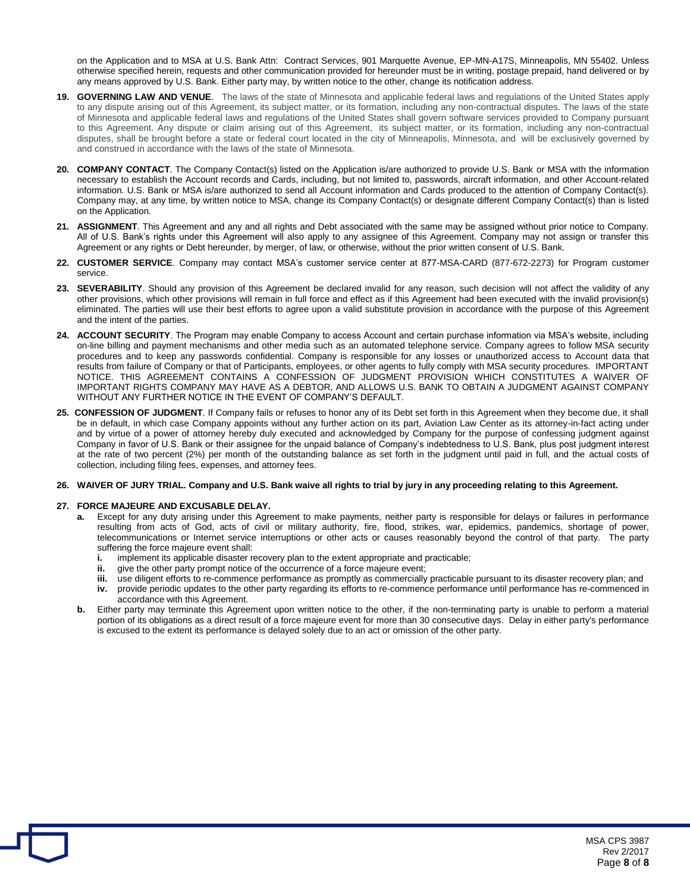on the Application and to MSA at U.S. Bank Attn: Contract Services, 901 Marquette Avenue, EP-MN-A17S, Minneapolis, MN 55402. Unless otherwise specified herein, requests and other communication provided for hereunder must be in writing, postage prepaid, hand delivered or by any means approved by U.S. Bank. Either party may, by written notice to the other, change its notification address.

19. **GOVERNING LAW AND VENUE**. The laws of the state of Minnesota and applicable federal laws and regulations of the United States apply to any dispute arising out of this Agreement, its subject matter, or its formation, including any non-contractual disputes. The laws of the state of Minnesota and applicable federal laws and regulations of the United States shall govern software services provided to Company pursuant to this Agreement. Any dispute or claim arising out of this Agreement, its subject matter, or its formation, including any non-contractual disputes, shall be brought before a state or federal court located in the city of Minneapolis, Minnesota, and will be exclusively governed by and construed in accordance with the laws of the state of Minnesota.

20. **COMPANY CONTACT**. The Company Contact(s) listed on the Application is/are authorized to provide U.S. Bank or MSA with the information necessary to establish the Account records and Cards, including, but not limited to, passwords, aircraft information, and other Account-related information. U.S. Bank or MSA is/are authorized to send all Account information and Cards produced to the attention of Company Contact(s). Company may, at any time, by written notice to MSA, change its Company Contact(s) or designate different Company Contact(s) than is listed on the Application.

21. **ASSIGNMENT**. This Agreement and any and all rights and Debt associated with the same may be assigned without prior notice to Company. All of U.S. Bank's rights under this Agreement will also apply to any assignee of this Agreement. Company may not assign or transfer this Agreement or any rights or Debt hereunder, by merger, of law, or otherwise, without the prior written consent of U.S. Bank.

22. **CUSTOMER SERVICE**. Company may contact MSA's customer service center at 877-MSA-CARD (877-672-2273) for Program customer service.

23. **SEVERABILITY**. Should any provision of this Agreement be declared invalid for any reason, such decision will not affect the validity of any other provisions, which other provisions will remain in full force and effect as if this Agreement had been executed with the invalid provision(s) eliminated. The parties will use their best efforts to agree upon a valid substitute provision in accordance with the purpose of this Agreement and the intent of the parties.

24. **ACCOUNT SECURITY**. The Program may enable Company to access Account and certain purchase information via MSA's website, including on-line billing and payment mechanisms and other media such as an automated telephone service. Company agrees to follow MSA security procedures and to keep any passwords confidential. Company is responsible for any losses or unauthorized access to Account data that results from failure of Company or that of Participants, employees, or other agents to fully comply with MSA security procedures. IMPORTANT NOTICE. THIS AGREEMENT CONTAINS A CONFESSION OF JUDGMENT PROVISION WHICH CONSTITUTES A WAIVER OF IMPORTANT RIGHTS COMPANY MAY HAVE AS A DEBTOR, AND ALLOWS U.S. BANK TO OBTAIN A JUDGMENT AGAINST COMPANY WITHOUT ANY FURTHER NOTICE IN THE EVENT OF COMPANY'S DEFAULT.

25. **CONFESSION OF JUDGMENT**. If Company fails or refuses to honor any of its Debt set forth in this Agreement when they become due, it shall be in default, in which case Company appoints without any further action on its part, Aviation Law Center as its attorney-in-fact acting under and by virtue of a power of attorney hereby duly executed and acknowledged by Company for the purpose of confessing judgment against Company in favor of U.S. Bank or their assignee for the unpaid balance of Company's indebtedness to U.S. Bank, plus post judgment interest at the rate of two percent (2%) per month of the outstanding balance as set forth in the judgment until paid in full, and the actual costs of collection, including filing fees, expenses, and attorney fees.

26. **WAIVER OF JURY TRIAL. Company and U.S. Bank waive all rights to trial by jury in any proceeding relating to this Agreement.**

27. **FORCE MAJEURE AND EXCUSABLE DELAY.**
    a. Except for any duty arising under this Agreement to make payments, neither party is responsible for delays or failures in performance resulting from acts of God, acts of civil or military authority, fire, flood, strikes, war, epidemics, pandemics, shortage of power, telecommunications or Internet service interruptions or other acts or causes reasonably beyond the control of that party. The party suffering the force majeure event shall:
        i. implement its applicable disaster recovery plan to the extent appropriate and practicable;
        ii. give the other party prompt notice of the occurrence of a force majeure event;
        iii. use diligent efforts to re-commence performance as promptly as commercially practicable pursuant to its disaster recovery plan; and
        iv. provide periodic updates to the other party regarding its efforts to re-commence performance until performance has re-commenced in accordance with this Agreement.
    b. Either party may terminate this Agreement upon written notice to the other, if the non-terminating party is unable to perform a material portion of its obligations as a direct result of a force majeure event for more than 30 consecutive days. Delay in either party's performance is excused to the extent its performance is delayed solely due to an act or omission of the other party.

MSA CPS 3987
Rev 2/2017